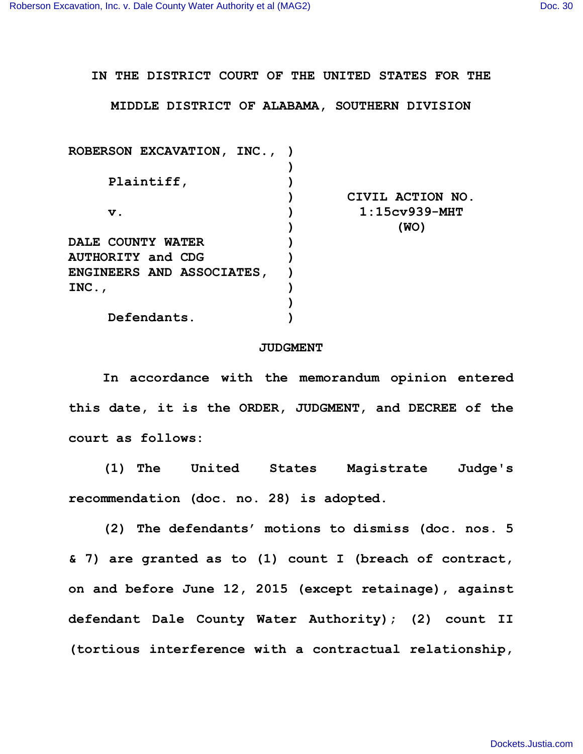IN THE DISTRICT COURT OF THE UNITED STATES FOR THE

MIDDLE DISTRICT OF ALABAMA, SOUTHERN DIVISION

| | | |
|---|---|---|
| ROBERSON EXCAVATION, INC., | ) | |
| | ) | |
| Plaintiff, | ) | |
| | ) | CIVIL ACTION NO. |
| v. | ) | 1:15cv939-MHT |
| | ) | (WO) |
| DALE COUNTY WATER AUTHORITY and CDG ENGINEERS AND ASSOCIATES, INC., | ) | |
| | ) | |
| Defendants. | ) | |

## JUDGMENT

In accordance with the memorandum opinion entered this date, it is the ORDER, JUDGMENT, and DECREE of the court as follows:

(1) The United States Magistrate Judge's recommendation (doc. no. 28) is adopted.

(2) The defendants' motions to dismiss (doc. nos. 5 & 7) are granted as to (1) count I (breach of contract, on and before June 12, 2015 (except retainage), against defendant Dale County Water Authority); (2) count II (tortious interference with a contractual relationship,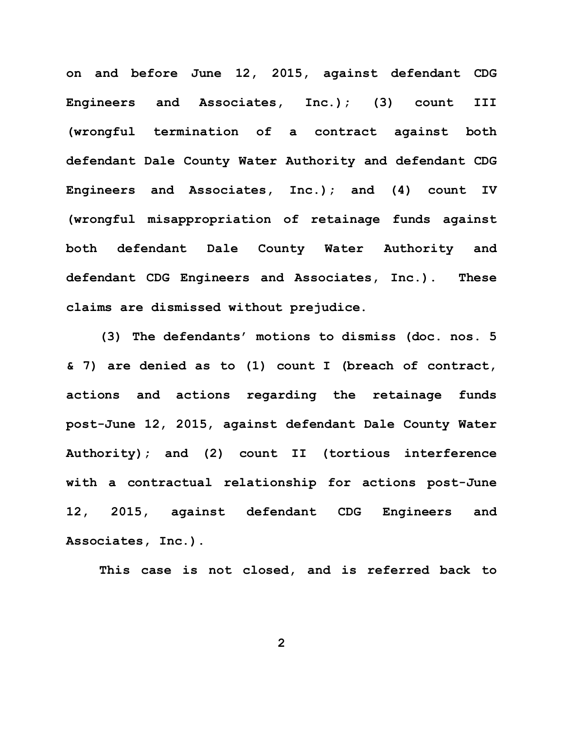**on and before June 12, 2015, against defendant CDG Engineers and Associates, Inc.); (3) count III (wrongful termination of a contract against both defendant Dale County Water Authority and defendant CDG Engineers and Associates, Inc.); and (4) count IV (wrongful misappropriation of retainage funds against both defendant Dale County Water Authority and defendant CDG Engineers and Associates, Inc.). These claims are dismissed without prejudice.**

**(3) The defendants' motions to dismiss (doc. nos. 5 & 7) are denied as to (1) count I (breach of contract, actions and actions regarding the retainage funds post-June 12, 2015, against defendant Dale County Water Authority); and (2) count II (tortious interference with a contractual relationship for actions post-June 12, 2015, against defendant CDG Engineers and Associates, Inc.).**

**This case is not closed, and is referred back to**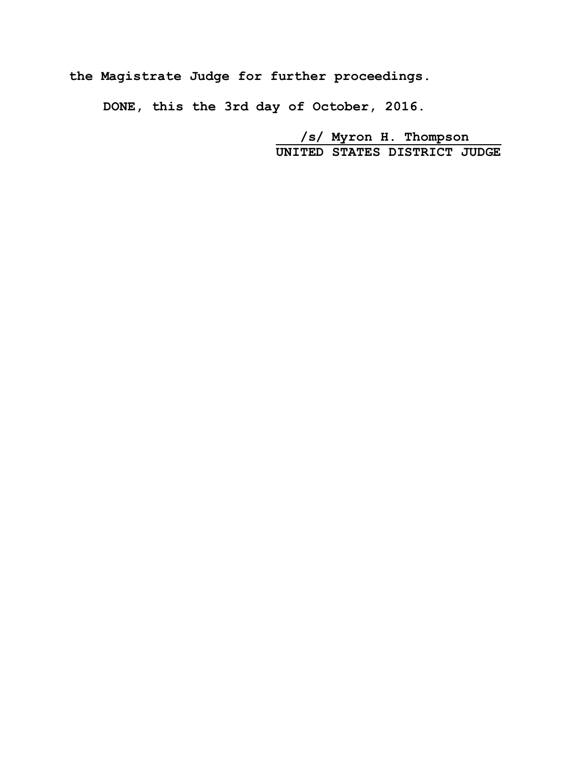**the Magistrate Judge for further proceedings.**

**DONE, this the 3rd day of October, 2016.**

**/s/ Myron H. Thompson**
**UNITED STATES DISTRICT JUDGE**